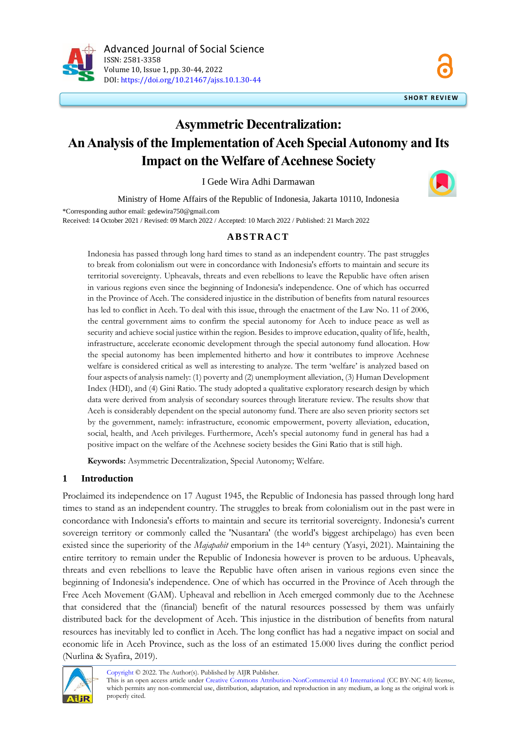SHORT REVIEW

# Asymmetric Decentralization: An Analysis of the Implementation of Aceh Special Autonomy and Its Impact on the Welfare of Acehnese Society

I Gede Wira Adhi Darmawan

Ministry of Home Affairs of the Republic of Indonesia, Jakarta 10110, Indonesia

*Corresponding author email: gedewira750@gmail.com

Received: 14 October 2021 / Revised: 09 March 2022 / Accepted: 10 March 2022 / Published: 21 March 2022

## ABSTRACT

Indonesia has passed through long hard times to stand as an independent country. The past struggles to break from colonialism out were in concordance with Indonesia's efforts to maintain and secure its territorial sovereignty. Upheavals, threats and even rebellions to leave the Republic have often arisen in various regions even since the beginning of Indonesia's independence. One of which has occurred in the Province of Aceh. The considered injustice in the distribution of benefits from natural resources has led to conflict in Aceh. To deal with this issue, through the enactment of the Law No. 11 of 2006, the central government aims to confirm the special autonomy for Aceh to induce peace as well as security and achieve social justice within the region. Besides to improve education, quality of life, health, infrastructure, accelerate economic development through the special autonomy fund allocation. How the special autonomy has been implemented hitherto and how it contributes to improve Acehnese welfare is considered critical as well as interesting to analyze. The term 'welfare' is analyzed based on four aspects of analysis namely: (1) poverty and (2) unemployment alleviation, (3) Human Development Index (HDI), and (4) Gini Ratio. The study adopted a qualitative exploratory research design by which data were derived from analysis of secondary sources through literature review. The results show that Aceh is considerably dependent on the special autonomy fund. There are also seven priority sectors set by the government, namely: infrastructure, economic empowerment, poverty alleviation, education, social, health, and Aceh privileges. Furthermore, Aceh's special autonomy fund in general has had a positive impact on the welfare of the Acehnese society besides the Gini Ratio that is still high.

**Keywords:** Asymmetric Decentralization, Special Autonomy; Welfare.

## 1 Introduction

Proclaimed its independence on 17 August 1945, the Republic of Indonesia has passed through long hard times to stand as an independent country. The struggles to break from colonialism out in the past were in concordance with Indonesia's efforts to maintain and secure its territorial sovereignty. Indonesia's current sovereign territory or commonly called the 'Nusantara' (the world's biggest archipelago) has even been existed since the superiority of the *Majapahit* emporium in the 14th century (Yasyi, 2021). Maintaining the entire territory to remain under the Republic of Indonesia however is proven to be arduous. Upheavals, threats and even rebellions to leave the Republic have often arisen in various regions even since the beginning of Indonesia's independence. One of which has occurred in the Province of Aceh through the Free Aceh Movement (GAM). Upheaval and rebellion in Aceh emerged commonly due to the Acehnese that considered that the (financial) benefit of the natural resources possessed by them was unfairly distributed back for the development of Aceh. This injustice in the distribution of benefits from natural resources has inevitably led to conflict in Aceh. The long conflict has had a negative impact on social and economic life in Aceh Province, such as the loss of an estimated 15.000 lives during the conflict period (Nurlina & Syafira, 2019).

Copyright © 2022. The Author(s). Published by AIJR Publisher.
This is an open access article under Creative Commons Attribution-NonCommercial 4.0 International (CC BY-NC 4.0) license, which permits any non-commercial use, distribution, adaptation, and reproduction in any medium, as long as the original work is properly cited.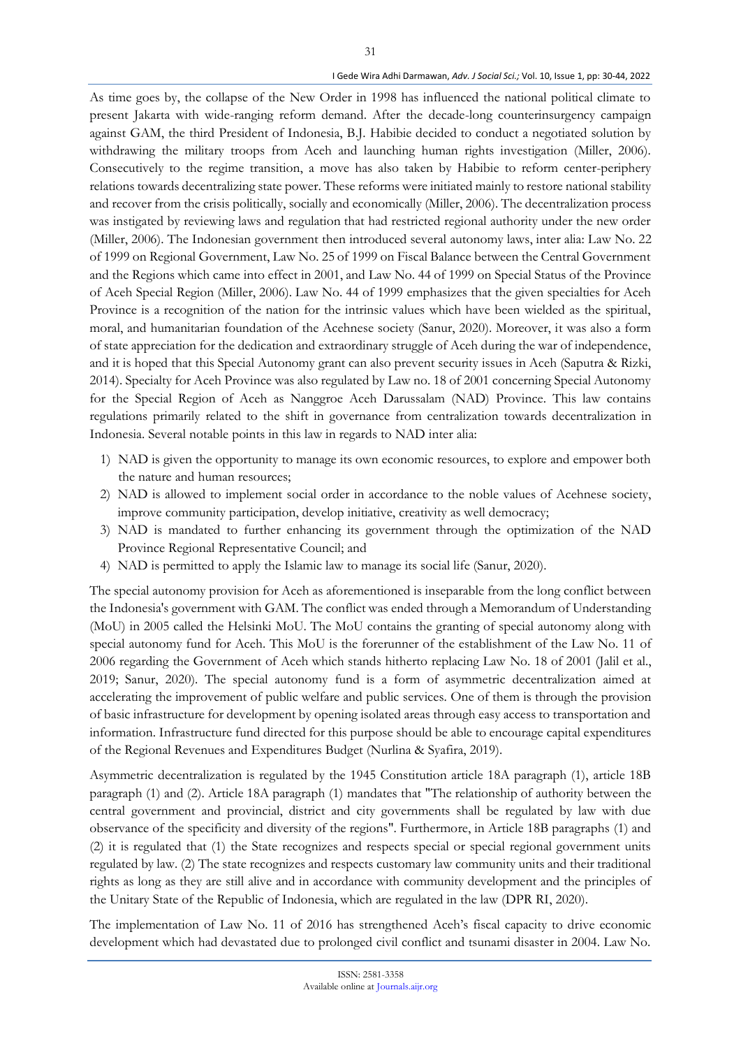As time goes by, the collapse of the New Order in 1998 has influenced the national political climate to present Jakarta with wide-ranging reform demand. After the decade-long counterinsurgency campaign against GAM, the third President of Indonesia, B.J. Habibie decided to conduct a negotiated solution by withdrawing the military troops from Aceh and launching human rights investigation (Miller, 2006). Consecutively to the regime transition, a move has also taken by Habibie to reform center-periphery relations towards decentralizing state power. These reforms were initiated mainly to restore national stability and recover from the crisis politically, socially and economically (Miller, 2006). The decentralization process was instigated by reviewing laws and regulation that had restricted regional authority under the new order (Miller, 2006). The Indonesian government then introduced several autonomy laws, inter alia: Law No. 22 of 1999 on Regional Government, Law No. 25 of 1999 on Fiscal Balance between the Central Government and the Regions which came into effect in 2001, and Law No. 44 of 1999 on Special Status of the Province of Aceh Special Region (Miller, 2006). Law No. 44 of 1999 emphasizes that the given specialties for Aceh Province is a recognition of the nation for the intrinsic values which have been wielded as the spiritual, moral, and humanitarian foundation of the Acehnese society (Sanur, 2020). Moreover, it was also a form of state appreciation for the dedication and extraordinary struggle of Aceh during the war of independence, and it is hoped that this Special Autonomy grant can also prevent security issues in Aceh (Saputra & Rizki, 2014). Specialty for Aceh Province was also regulated by Law no. 18 of 2001 concerning Special Autonomy for the Special Region of Aceh as Nanggroe Aceh Darussalam (NAD) Province. This law contains regulations primarily related to the shift in governance from centralization towards decentralization in Indonesia. Several notable points in this law in regards to NAD inter alia:

1) NAD is given the opportunity to manage its own economic resources, to explore and empower both the nature and human resources;
2) NAD is allowed to implement social order in accordance to the noble values of Acehnese society, improve community participation, develop initiative, creativity as well democracy;
3) NAD is mandated to further enhancing its government through the optimization of the NAD Province Regional Representative Council; and
4) NAD is permitted to apply the Islamic law to manage its social life (Sanur, 2020).

The special autonomy provision for Aceh as aforementioned is inseparable from the long conflict between the Indonesia's government with GAM. The conflict was ended through a Memorandum of Understanding (MoU) in 2005 called the Helsinki MoU. The MoU contains the granting of special autonomy along with special autonomy fund for Aceh. This MoU is the forerunner of the establishment of the Law No. 11 of 2006 regarding the Government of Aceh which stands hitherto replacing Law No. 18 of 2001 (Jalil et al., 2019; Sanur, 2020). The special autonomy fund is a form of asymmetric decentralization aimed at accelerating the improvement of public welfare and public services. One of them is through the provision of basic infrastructure for development by opening isolated areas through easy access to transportation and information. Infrastructure fund directed for this purpose should be able to encourage capital expenditures of the Regional Revenues and Expenditures Budget (Nurlina & Syafira, 2019).

Asymmetric decentralization is regulated by the 1945 Constitution article 18A paragraph (1), article 18B paragraph (1) and (2). Article 18A paragraph (1) mandates that "The relationship of authority between the central government and provincial, district and city governments shall be regulated by law with due observance of the specificity and diversity of the regions". Furthermore, in Article 18B paragraphs (1) and (2) it is regulated that (1) the State recognizes and respects special or special regional government units regulated by law. (2) The state recognizes and respects customary law community units and their traditional rights as long as they are still alive and in accordance with community development and the principles of the Unitary State of the Republic of Indonesia, which are regulated in the law (DPR RI, 2020).

The implementation of Law No. 11 of 2016 has strengthened Aceh's fiscal capacity to drive economic development which had devastated due to prolonged civil conflict and tsunami disaster in 2004. Law No.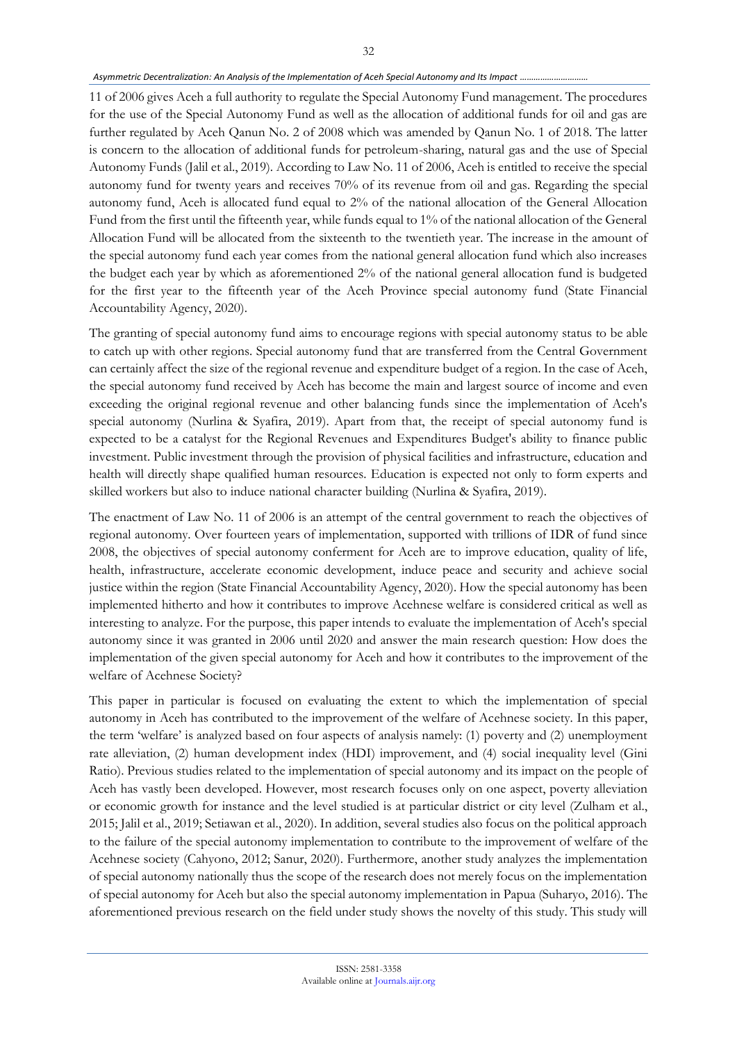11 of 2006 gives Aceh a full authority to regulate the Special Autonomy Fund management. The procedures for the use of the Special Autonomy Fund as well as the allocation of additional funds for oil and gas are further regulated by Aceh Qanun No. 2 of 2008 which was amended by Qanun No. 1 of 2018. The latter is concern to the allocation of additional funds for petroleum-sharing, natural gas and the use of Special Autonomy Funds (Jalil et al., 2019). According to Law No. 11 of 2006, Aceh is entitled to receive the special autonomy fund for twenty years and receives 70% of its revenue from oil and gas. Regarding the special autonomy fund, Aceh is allocated fund equal to 2% of the national allocation of the General Allocation Fund from the first until the fifteenth year, while funds equal to 1% of the national allocation of the General Allocation Fund will be allocated from the sixteenth to the twentieth year. The increase in the amount of the special autonomy fund each year comes from the national general allocation fund which also increases the budget each year by which as aforementioned 2% of the national general allocation fund is budgeted for the first year to the fifteenth year of the Aceh Province special autonomy fund (State Financial Accountability Agency, 2020).

The granting of special autonomy fund aims to encourage regions with special autonomy status to be able to catch up with other regions. Special autonomy fund that are transferred from the Central Government can certainly affect the size of the regional revenue and expenditure budget of a region. In the case of Aceh, the special autonomy fund received by Aceh has become the main and largest source of income and even exceeding the original regional revenue and other balancing funds since the implementation of Aceh's special autonomy (Nurlina & Syafira, 2019). Apart from that, the receipt of special autonomy fund is expected to be a catalyst for the Regional Revenues and Expenditures Budget's ability to finance public investment. Public investment through the provision of physical facilities and infrastructure, education and health will directly shape qualified human resources. Education is expected not only to form experts and skilled workers but also to induce national character building (Nurlina & Syafira, 2019).

The enactment of Law No. 11 of 2006 is an attempt of the central government to reach the objectives of regional autonomy. Over fourteen years of implementation, supported with trillions of IDR of fund since 2008, the objectives of special autonomy conferment for Aceh are to improve education, quality of life, health, infrastructure, accelerate economic development, induce peace and security and achieve social justice within the region (State Financial Accountability Agency, 2020). How the special autonomy has been implemented hitherto and how it contributes to improve Acehnese welfare is considered critical as well as interesting to analyze. For the purpose, this paper intends to evaluate the implementation of Aceh's special autonomy since it was granted in 2006 until 2020 and answer the main research question: How does the implementation of the given special autonomy for Aceh and how it contributes to the improvement of the welfare of Acehnese Society?

This paper in particular is focused on evaluating the extent to which the implementation of special autonomy in Aceh has contributed to the improvement of the welfare of Acehnese society. In this paper, the term 'welfare' is analyzed based on four aspects of analysis namely: (1) poverty and (2) unemployment rate alleviation, (2) human development index (HDI) improvement, and (4) social inequality level (Gini Ratio). Previous studies related to the implementation of special autonomy and its impact on the people of Aceh has vastly been developed. However, most research focuses only on one aspect, poverty alleviation or economic growth for instance and the level studied is at particular district or city level (Zulham et al., 2015; Jalil et al., 2019; Setiawan et al., 2020). In addition, several studies also focus on the political approach to the failure of the special autonomy implementation to contribute to the improvement of welfare of the Acehnese society (Cahyono, 2012; Sanur, 2020). Furthermore, another study analyzes the implementation of special autonomy nationally thus the scope of the research does not merely focus on the implementation of special autonomy for Aceh but also the special autonomy implementation in Papua (Suharyo, 2016). The aforementioned previous research on the field under study shows the novelty of this study. This study will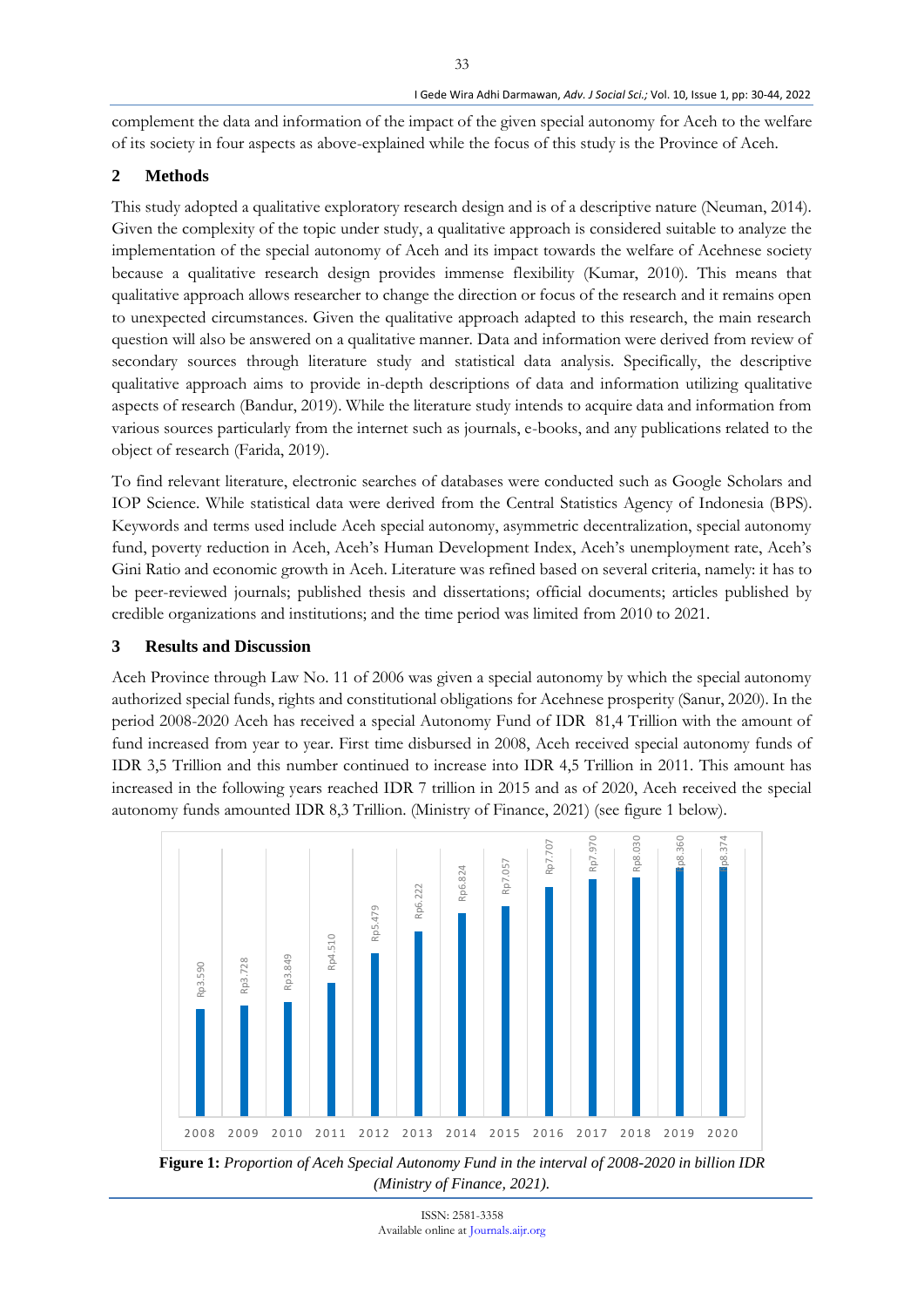complement the data and information of the impact of the given special autonomy for Aceh to the welfare of its society in four aspects as above-explained while the focus of this study is the Province of Aceh.

## 2 Methods

This study adopted a qualitative exploratory research design and is of a descriptive nature (Neuman, 2014). Given the complexity of the topic under study, a qualitative approach is considered suitable to analyze the implementation of the special autonomy of Aceh and its impact towards the welfare of Acehnese society because a qualitative research design provides immense flexibility (Kumar, 2010). This means that qualitative approach allows researcher to change the direction or focus of the research and it remains open to unexpected circumstances. Given the qualitative approach adapted to this research, the main research question will also be answered on a qualitative manner. Data and information were derived from review of secondary sources through literature study and statistical data analysis. Specifically, the descriptive qualitative approach aims to provide in-depth descriptions of data and information utilizing qualitative aspects of research (Bandur, 2019). While the literature study intends to acquire data and information from various sources particularly from the internet such as journals, e-books, and any publications related to the object of research (Farida, 2019).

To find relevant literature, electronic searches of databases were conducted such as Google Scholars and IOP Science. While statistical data were derived from the Central Statistics Agency of Indonesia (BPS). Keywords and terms used include Aceh special autonomy, asymmetric decentralization, special autonomy fund, poverty reduction in Aceh, Aceh's Human Development Index, Aceh's unemployment rate, Aceh's Gini Ratio and economic growth in Aceh. Literature was refined based on several criteria, namely: it has to be peer-reviewed journals; published thesis and dissertations; official documents; articles published by credible organizations and institutions; and the time period was limited from 2010 to 2021.

## 3 Results and Discussion

Aceh Province through Law No. 11 of 2006 was given a special autonomy by which the special autonomy authorized special funds, rights and constitutional obligations for Acehnese prosperity (Sanur, 2020). In the period 2008-2020 Aceh has received a special Autonomy Fund of IDR 81,4 Trillion with the amount of fund increased from year to year. First time disbursed in 2008, Aceh received special autonomy funds of IDR 3,5 Trillion and this number continued to increase into IDR 4,5 Trillion in 2011. This amount has increased in the following years reached IDR 7 trillion in 2015 and as of 2020, Aceh received the special autonomy funds amounted IDR 8,3 Trillion. (Ministry of Finance, 2021) (see figure 1 below).

| 2008 | 2009 | 2010 | 2011 | 2012 | 2013 | 2014 | 2015 | 2016 | 2017 | 2018 | 2019 | 2020 |
|---|---|---|---|---|---|---|---|---|---|---|---|---|
| Rp3.590 | Rp3.728 | Rp3.849 | Rp4.510 | Rp5.479 | Rp6.222 | Rp6.824 | Rp7.057 | Rp7.707 | Rp7.970 | Rp8.030 | Rp8.360 | Rp8.374 |

**Figure 1:** *Proportion of Aceh Special Autonomy Fund in the interval of 2008-2020 in billion IDR (Ministry of Finance, 2021).*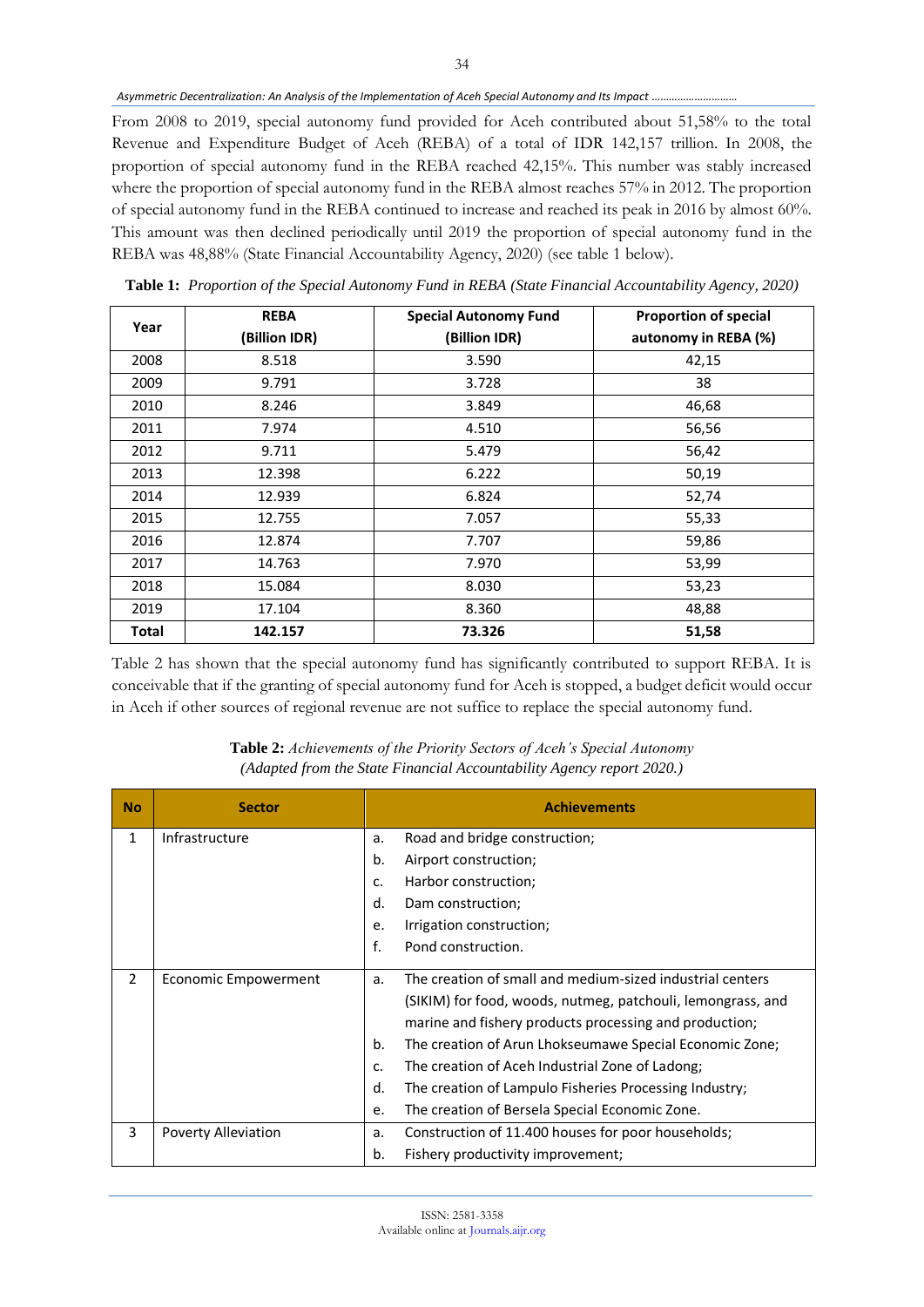From 2008 to 2019, special autonomy fund provided for Aceh contributed about 51,58% to the total Revenue and Expenditure Budget of Aceh (REBA) of a total of IDR 142,157 trillion. In 2008, the proportion of special autonomy fund in the REBA reached 42,15%. This number was stably increased where the proportion of special autonomy fund in the REBA almost reaches 57% in 2012. The proportion of special autonomy fund in the REBA continued to increase and reached its peak in 2016 by almost 60%. This amount was then declined periodically until 2019 the proportion of special autonomy fund in the REBA was 48,88% (State Financial Accountability Agency, 2020) (see table 1 below).

**Table 1:** *Proportion of the Special Autonomy Fund in REBA (State Financial Accountability Agency, 2020)*

| Year | REBA (Billion IDR) | Special Autonomy Fund (Billion IDR) | Proportion of special autonomy in REBA (%) |
|---|---|---|---|
| 2008 | 8.518 | 3.590 | 42,15 |
| 2009 | 9.791 | 3.728 | 38 |
| 2010 | 8.246 | 3.849 | 46,68 |
| 2011 | 7.974 | 4.510 | 56,56 |
| 2012 | 9.711 | 5.479 | 56,42 |
| 2013 | 12.398 | 6.222 | 50,19 |
| 2014 | 12.939 | 6.824 | 52,74 |
| 2015 | 12.755 | 7.057 | 55,33 |
| 2016 | 12.874 | 7.707 | 59,86 |
| 2017 | 14.763 | 7.970 | 53,99 |
| 2018 | 15.084 | 8.030 | 53,23 |
| 2019 | 17.104 | 8.360 | 48,88 |
| **Total** | **142.157** | **73.326** | **51,58** |

Table 2 has shown that the special autonomy fund has significantly contributed to support REBA. It is conceivable that if the granting of special autonomy fund for Aceh is stopped, a budget deficit would occur in Aceh if other sources of regional revenue are not suffice to replace the special autonomy fund.

**Table 2:** *Achievements of the Priority Sectors of Aceh's Special Autonomy (Adapted from the State Financial Accountability Agency report 2020.)*

| No | Sector | Achievements |
|---|---|---|
| 1 | Infrastructure | a. Road and bridge construction;<br>b. Airport construction;<br>c. Harbor construction;<br>d. Dam construction;<br>e. Irrigation construction;<br>f. Pond construction. |
| 2 | Economic Empowerment | a. The creation of small and medium-sized industrial centers (SIKIM) for food, woods, nutmeg, patchouli, lemongrass, and marine and fishery products processing and production;<br>b. The creation of Arun Lhokseumawe Special Economic Zone;<br>c. The creation of Aceh Industrial Zone of Ladong;<br>d. The creation of Lampulo Fisheries Processing Industry;<br>e. The creation of Bersela Special Economic Zone. |
| 3 | Poverty Alleviation | a. Construction of 11.400 houses for poor households;<br>b. Fishery productivity improvement; |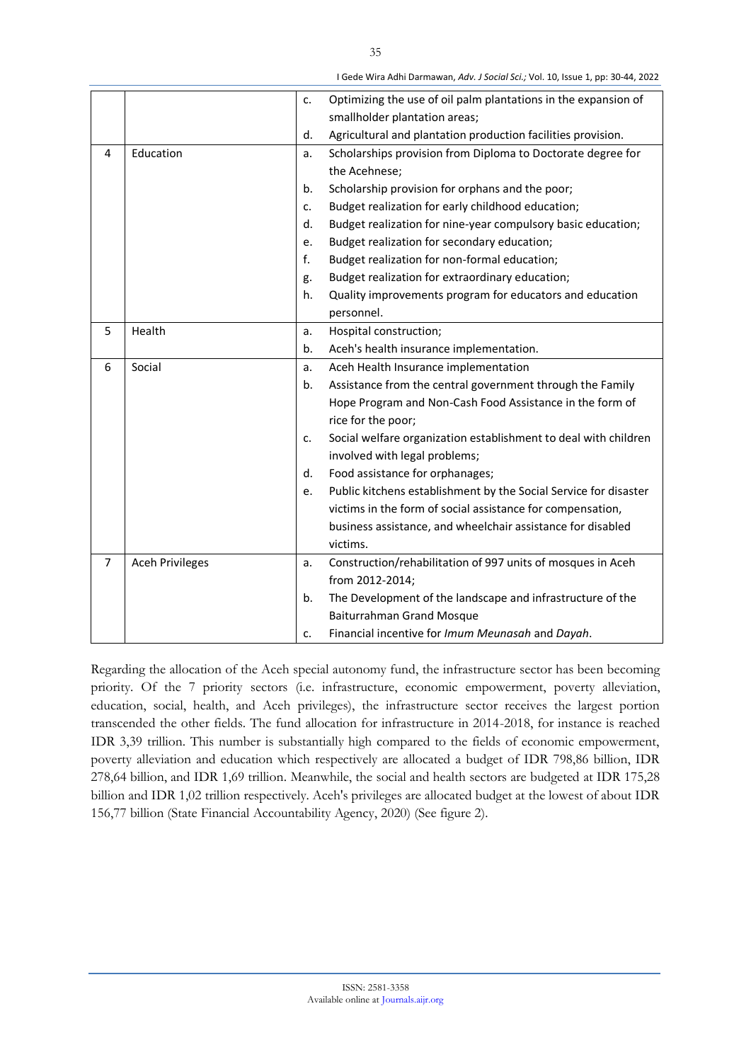|   |   |   |
|---|---|---|
|   |   | c. Optimizing the use of oil palm plantations in the expansion of smallholder plantation areas; |
|   |   | d. Agricultural and plantation production facilities provision. |
| 4 | Education | a. Scholarships provision from Diploma to Doctorate degree for the Acehnese; |
|   |   | b. Scholarship provision for orphans and the poor; |
|   |   | c. Budget realization for early childhood education; |
|   |   | d. Budget realization for nine-year compulsory basic education; |
|   |   | e. Budget realization for secondary education; |
|   |   | f. Budget realization for non-formal education; |
|   |   | g. Budget realization for extraordinary education; |
|   |   | h. Quality improvements program for educators and education personnel. |
| 5 | Health | a. Hospital construction; |
|   |   | b. Aceh's health insurance implementation. |
| 6 | Social | a. Aceh Health Insurance implementation |
|   |   | b. Assistance from the central government through the Family Hope Program and Non-Cash Food Assistance in the form of rice for the poor; |
|   |   | c. Social welfare organization establishment to deal with children involved with legal problems; |
|   |   | d. Food assistance for orphanages; |
|   |   | e. Public kitchens establishment by the Social Service for disaster victims in the form of social assistance for compensation, business assistance, and wheelchair assistance for disabled victims. |
| 7 | Aceh Privileges | a. Construction/rehabilitation of 997 units of mosques in Aceh from 2012-2014; |
|   |   | b. The Development of the landscape and infrastructure of the Baiturrahman Grand Mosque |
|   |   | c. Financial incentive for *Imum Meunasah* and *Dayah*. |

Regarding the allocation of the Aceh special autonomy fund, the infrastructure sector has been becoming priority. Of the 7 priority sectors (i.e. infrastructure, economic empowerment, poverty alleviation, education, social, health, and Aceh privileges), the infrastructure sector receives the largest portion transcended the other fields. The fund allocation for infrastructure in 2014-2018, for instance is reached IDR 3,39 trillion. This number is substantially high compared to the fields of economic empowerment, poverty alleviation and education which respectively are allocated a budget of IDR 798,86 billion, IDR 278,64 billion, and IDR 1,69 trillion. Meanwhile, the social and health sectors are budgeted at IDR 175,28 billion and IDR 1,02 trillion respectively. Aceh's privileges are allocated budget at the lowest of about IDR 156,77 billion (State Financial Accountability Agency, 2020) (See figure 2).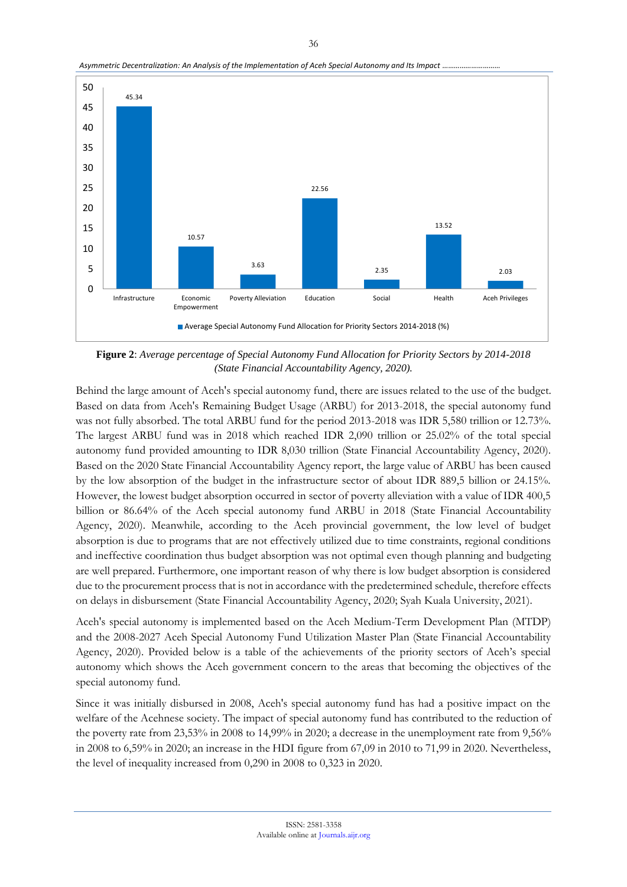**Figure 2**: *Average percentage of Special Autonomy Fund Allocation for Priority Sectors by 2014-2018 (State Financial Accountability Agency, 2020).*

Behind the large amount of Aceh's special autonomy fund, there are issues related to the use of the budget. Based on data from Aceh's Remaining Budget Usage (ARBU) for 2013-2018, the special autonomy fund was not fully absorbed. The total ARBU fund for the period 2013-2018 was IDR 5,580 trillion or 12.73%. The largest ARBU fund was in 2018 which reached IDR 2,090 trillion or 25.02% of the total special autonomy fund provided amounting to IDR 8,030 trillion (State Financial Accountability Agency, 2020). Based on the 2020 State Financial Accountability Agency report, the large value of ARBU has been caused by the low absorption of the budget in the infrastructure sector of about IDR 889,5 billion or 24.15%. However, the lowest budget absorption occurred in sector of poverty alleviation with a value of IDR 400,5 billion or 86.64% of the Aceh special autonomy fund ARBU in 2018 (State Financial Accountability Agency, 2020). Meanwhile, according to the Aceh provincial government, the low level of budget absorption is due to programs that are not effectively utilized due to time constraints, regional conditions and ineffective coordination thus budget absorption was not optimal even though planning and budgeting are well prepared. Furthermore, one important reason of why there is low budget absorption is considered due to the procurement process that is not in accordance with the predetermined schedule, therefore effects on delays in disbursement (State Financial Accountability Agency, 2020; Syah Kuala University, 2021).

Aceh's special autonomy is implemented based on the Aceh Medium-Term Development Plan (MTDP) and the 2008-2027 Aceh Special Autonomy Fund Utilization Master Plan (State Financial Accountability Agency, 2020). Provided below is a table of the achievements of the priority sectors of Aceh's special autonomy which shows the Aceh government concern to the areas that becoming the objectives of the special autonomy fund.

Since it was initially disbursed in 2008, Aceh's special autonomy fund has had a positive impact on the welfare of the Acehnese society. The impact of special autonomy fund has contributed to the reduction of the poverty rate from 23,53% in 2008 to 14,99% in 2020; a decrease in the unemployment rate from 9,56% in 2008 to 6,59% in 2020; an increase in the HDI figure from 67,09 in 2010 to 71,99 in 2020. Nevertheless, the level of inequality increased from 0,290 in 2008 to 0,323 in 2020.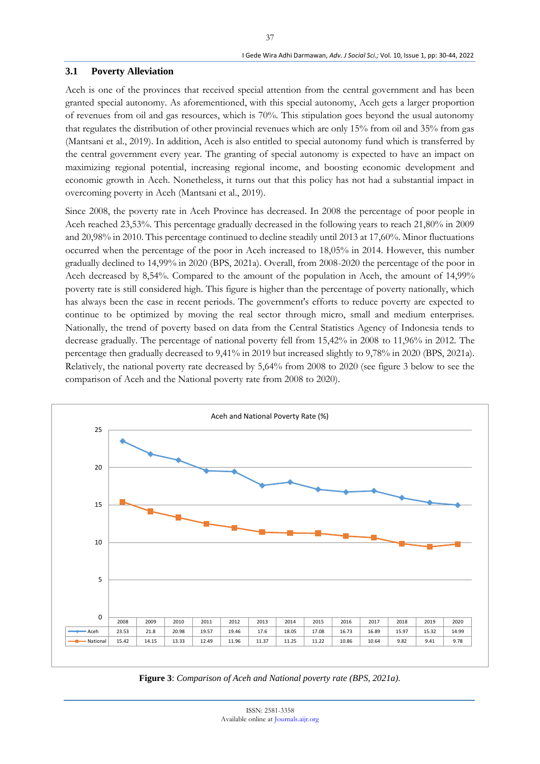### 3.1 Poverty Alleviation

Aceh is one of the provinces that received special attention from the central government and has been granted special autonomy. As aforementioned, with this special autonomy, Aceh gets a larger proportion of revenues from oil and gas resources, which is 70%. This stipulation goes beyond the usual autonomy that regulates the distribution of other provincial revenues which are only 15% from oil and 35% from gas (Mantsani et al., 2019). In addition, Aceh is also entitled to special autonomy fund which is transferred by the central government every year. The granting of special autonomy is expected to have an impact on maximizing regional potential, increasing regional income, and boosting economic development and economic growth in Aceh. Nonetheless, it turns out that this policy has not had a substantial impact in overcoming poverty in Aceh (Mantsani et al., 2019).

Since 2008, the poverty rate in Aceh Province has decreased. In 2008 the percentage of poor people in Aceh reached 23,53%. This percentage gradually decreased in the following years to reach 21,80% in 2009 and 20,98% in 2010. This percentage continued to decline steadily until 2013 at 17,60%. Minor fluctuations occurred when the percentage of the poor in Aceh increased to 18,05% in 2014. However, this number gradually declined to 14,99% in 2020 (BPS, 2021a). Overall, from 2008-2020 the percentage of the poor in Aceh decreased by 8,54%. Compared to the amount of the population in Aceh, the amount of 14,99% poverty rate is still considered high. This figure is higher than the percentage of poverty nationally, which has always been the case in recent periods. The government's efforts to reduce poverty are expected to continue to be optimized by moving the real sector through micro, small and medium enterprises. Nationally, the trend of poverty based on data from the Central Statistics Agency of Indonesia tends to decrease gradually. The percentage of national poverty fell from 15,42% in 2008 to 11,96% in 2012. The percentage then gradually decreased to 9,41% in 2019 but increased slightly to 9,78% in 2020 (BPS, 2021a). Relatively, the national poverty rate decreased by 5,64% from 2008 to 2020 (see figure 3 below to see the comparison of Aceh and the National poverty rate from 2008 to 2020).

Aceh and National Poverty Rate (%)

| | 2008 | 2009 | 2010 | 2011 | 2012 | 2013 | 2014 | 2015 | 2016 | 2017 | 2018 | 2019 | 2020 |
|---|---|---|---|---|---|---|---|---|---|---|---|---|---|
| Aceh | 23.53 | 21.8 | 20.98 | 19.57 | 19.46 | 17.6 | 18.05 | 17.08 | 16.73 | 16.89 | 15.97 | 15.32 | 14.99 |
| National | 15.42 | 14.15 | 13.33 | 12.49 | 11.96 | 11.37 | 11.25 | 11.22 | 10.86 | 10.64 | 9.82 | 9.41 | 9.78 |

**Figure 3**: *Comparison of Aceh and National poverty rate (BPS, 2021a).*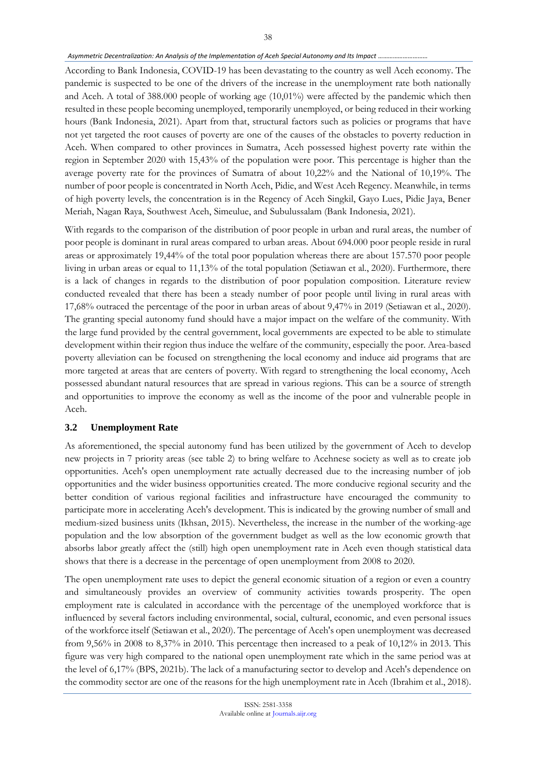According to Bank Indonesia, COVID-19 has been devastating to the country as well Aceh economy. The pandemic is suspected to be one of the drivers of the increase in the unemployment rate both nationally and Aceh. A total of 388.000 people of working age (10,01%) were affected by the pandemic which then resulted in these people becoming unemployed, temporarily unemployed, or being reduced in their working hours (Bank Indonesia, 2021). Apart from that, structural factors such as policies or programs that have not yet targeted the root causes of poverty are one of the causes of the obstacles to poverty reduction in Aceh. When compared to other provinces in Sumatra, Aceh possessed highest poverty rate within the region in September 2020 with 15,43% of the population were poor. This percentage is higher than the average poverty rate for the provinces of Sumatra of about 10,22% and the National of 10,19%. The number of poor people is concentrated in North Aceh, Pidie, and West Aceh Regency. Meanwhile, in terms of high poverty levels, the concentration is in the Regency of Aceh Singkil, Gayo Lues, Pidie Jaya, Bener Meriah, Nagan Raya, Southwest Aceh, Simeulue, and Subulussalam (Bank Indonesia, 2021).

With regards to the comparison of the distribution of poor people in urban and rural areas, the number of poor people is dominant in rural areas compared to urban areas. About 694.000 poor people reside in rural areas or approximately 19,44% of the total poor population whereas there are about 157.570 poor people living in urban areas or equal to 11,13% of the total population (Setiawan et al., 2020). Furthermore, there is a lack of changes in regards to the distribution of poor population composition. Literature review conducted revealed that there has been a steady number of poor people until living in rural areas with 17,68% outraced the percentage of the poor in urban areas of about 9,47% in 2019 (Setiawan et al., 2020). The granting special autonomy fund should have a major impact on the welfare of the community. With the large fund provided by the central government, local governments are expected to be able to stimulate development within their region thus induce the welfare of the community, especially the poor. Area-based poverty alleviation can be focused on strengthening the local economy and induce aid programs that are more targeted at areas that are centers of poverty. With regard to strengthening the local economy, Aceh possessed abundant natural resources that are spread in various regions. This can be a source of strength and opportunities to improve the economy as well as the income of the poor and vulnerable people in Aceh.

### 3.2 Unemployment Rate

As aforementioned, the special autonomy fund has been utilized by the government of Aceh to develop new projects in 7 priority areas (see table 2) to bring welfare to Acehnese society as well as to create job opportunities. Aceh's open unemployment rate actually decreased due to the increasing number of job opportunities and the wider business opportunities created. The more conducive regional security and the better condition of various regional facilities and infrastructure have encouraged the community to participate more in accelerating Aceh's development. This is indicated by the growing number of small and medium-sized business units (Ikhsan, 2015). Nevertheless, the increase in the number of the working-age population and the low absorption of the government budget as well as the low economic growth that absorbs labor greatly affect the (still) high open unemployment rate in Aceh even though statistical data shows that there is a decrease in the percentage of open unemployment from 2008 to 2020.

The open unemployment rate uses to depict the general economic situation of a region or even a country and simultaneously provides an overview of community activities towards prosperity. The open employment rate is calculated in accordance with the percentage of the unemployed workforce that is influenced by several factors including environmental, social, cultural, economic, and even personal issues of the workforce itself (Setiawan et al., 2020). The percentage of Aceh's open unemployment was decreased from 9,56% in 2008 to 8,37% in 2010. This percentage then increased to a peak of 10,12% in 2013. This figure was very high compared to the national open unemployment rate which in the same period was at the level of 6,17% (BPS, 2021b). The lack of a manufacturing sector to develop and Aceh's dependence on the commodity sector are one of the reasons for the high unemployment rate in Aceh (Ibrahim et al., 2018).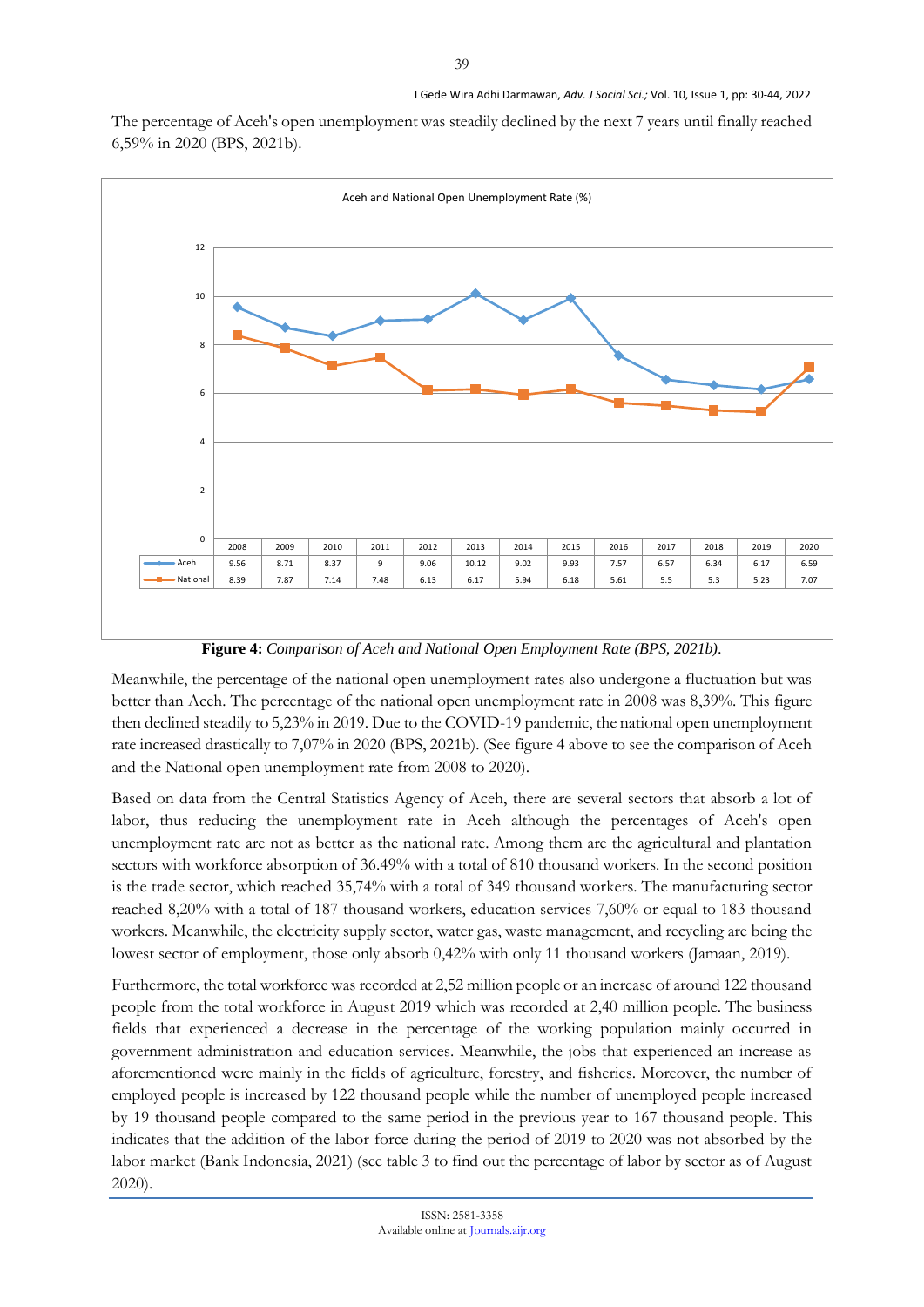The percentage of Aceh's open unemployment was steadily declined by the next 7 years until finally reached 6,59% in 2020 (BPS, 2021b).

Aceh and National Open Unemployment Rate (%)

| | 2008 | 2009 | 2010 | 2011 | 2012 | 2013 | 2014 | 2015 | 2016 | 2017 | 2018 | 2019 | 2020 |
|---|---|---|---|---|---|---|---|---|---|---|---|---|---|
| Aceh | 9.56 | 8.71 | 8.37 | 9 | 9.06 | 10.12 | 9.02 | 9.93 | 7.57 | 6.57 | 6.34 | 6.17 | 6.59 |
| National | 8.39 | 7.87 | 7.14 | 7.48 | 6.13 | 6.17 | 5.94 | 6.18 | 5.61 | 5.5 | 5.3 | 5.23 | 7.07 |

**Figure 4:** *Comparison of Aceh and National Open Employment Rate (BPS, 2021b).*

Meanwhile, the percentage of the national open unemployment rates also undergone a fluctuation but was better than Aceh. The percentage of the national open unemployment rate in 2008 was 8,39%. This figure then declined steadily to 5,23% in 2019. Due to the COVID-19 pandemic, the national open unemployment rate increased drastically to 7,07% in 2020 (BPS, 2021b). (See figure 4 above to see the comparison of Aceh and the National open unemployment rate from 2008 to 2020).

Based on data from the Central Statistics Agency of Aceh, there are several sectors that absorb a lot of labor, thus reducing the unemployment rate in Aceh although the percentages of Aceh's open unemployment rate are not as better as the national rate. Among them are the agricultural and plantation sectors with workforce absorption of 36.49% with a total of 810 thousand workers. In the second position is the trade sector, which reached 35,74% with a total of 349 thousand workers. The manufacturing sector reached 8,20% with a total of 187 thousand workers, education services 7,60% or equal to 183 thousand workers. Meanwhile, the electricity supply sector, water gas, waste management, and recycling are being the lowest sector of employment, those only absorb 0,42% with only 11 thousand workers (Jamaan, 2019).

Furthermore, the total workforce was recorded at 2,52 million people or an increase of around 122 thousand people from the total workforce in August 2019 which was recorded at 2,40 million people. The business fields that experienced a decrease in the percentage of the working population mainly occurred in government administration and education services. Meanwhile, the jobs that experienced an increase as aforementioned were mainly in the fields of agriculture, forestry, and fisheries. Moreover, the number of employed people is increased by 122 thousand people while the number of unemployed people increased by 19 thousand people compared to the same period in the previous year to 167 thousand people. This indicates that the addition of the labor force during the period of 2019 to 2020 was not absorbed by the labor market (Bank Indonesia, 2021) (see table 3 to find out the percentage of labor by sector as of August 2020).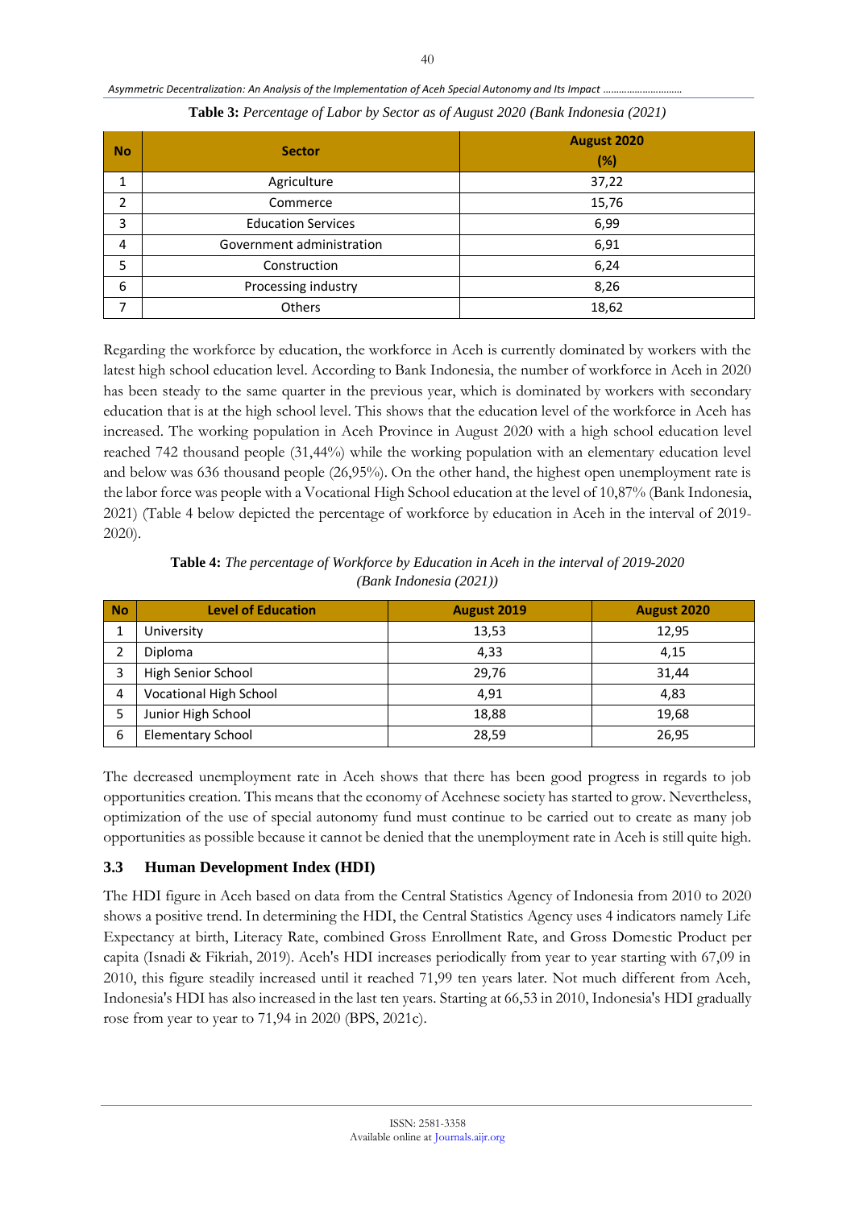**Table 3:** *Percentage of Labor by Sector as of August 2020 (Bank Indonesia (2021)*

| No | Sector | August 2020 (%) |
|---|---|---|
| 1 | Agriculture | 37,22 |
| 2 | Commerce | 15,76 |
| 3 | Education Services | 6,99 |
| 4 | Government administration | 6,91 |
| 5 | Construction | 6,24 |
| 6 | Processing industry | 8,26 |
| 7 | Others | 18,62 |

Regarding the workforce by education, the workforce in Aceh is currently dominated by workers with the latest high school education level. According to Bank Indonesia, the number of workforce in Aceh in 2020 has been steady to the same quarter in the previous year, which is dominated by workers with secondary education that is at the high school level. This shows that the education level of the workforce in Aceh has increased. The working population in Aceh Province in August 2020 with a high school education level reached 742 thousand people (31,44%) while the working population with an elementary education level and below was 636 thousand people (26,95%). On the other hand, the highest open unemployment rate is the labor force was people with a Vocational High School education at the level of 10,87% (Bank Indonesia, 2021) (Table 4 below depicted the percentage of workforce by education in Aceh in the interval of 2019-2020).

**Table 4:** *The percentage of Workforce by Education in Aceh in the interval of 2019-2020 (Bank Indonesia (2021))*

| No | Level of Education | August 2019 | August 2020 |
|---|---|---|---|
| 1 | University | 13,53 | 12,95 |
| 2 | Diploma | 4,33 | 4,15 |
| 3 | High Senior School | 29,76 | 31,44 |
| 4 | Vocational High School | 4,91 | 4,83 |
| 5 | Junior High School | 18,88 | 19,68 |
| 6 | Elementary School | 28,59 | 26,95 |

The decreased unemployment rate in Aceh shows that there has been good progress in regards to job opportunities creation. This means that the economy of Acehnese society has started to grow. Nevertheless, optimization of the use of special autonomy fund must continue to be carried out to create as many job opportunities as possible because it cannot be denied that the unemployment rate in Aceh is still quite high.

### 3.3 Human Development Index (HDI)

The HDI figure in Aceh based on data from the Central Statistics Agency of Indonesia from 2010 to 2020 shows a positive trend. In determining the HDI, the Central Statistics Agency uses 4 indicators namely Life Expectancy at birth, Literacy Rate, combined Gross Enrollment Rate, and Gross Domestic Product per capita (Isnadi & Fikriah, 2019). Aceh's HDI increases periodically from year to year starting with 67,09 in 2010, this figure steadily increased until it reached 71,99 ten years later. Not much different from Aceh, Indonesia's HDI has also increased in the last ten years. Starting at 66,53 in 2010, Indonesia's HDI gradually rose from year to year to 71,94 in 2020 (BPS, 2021c).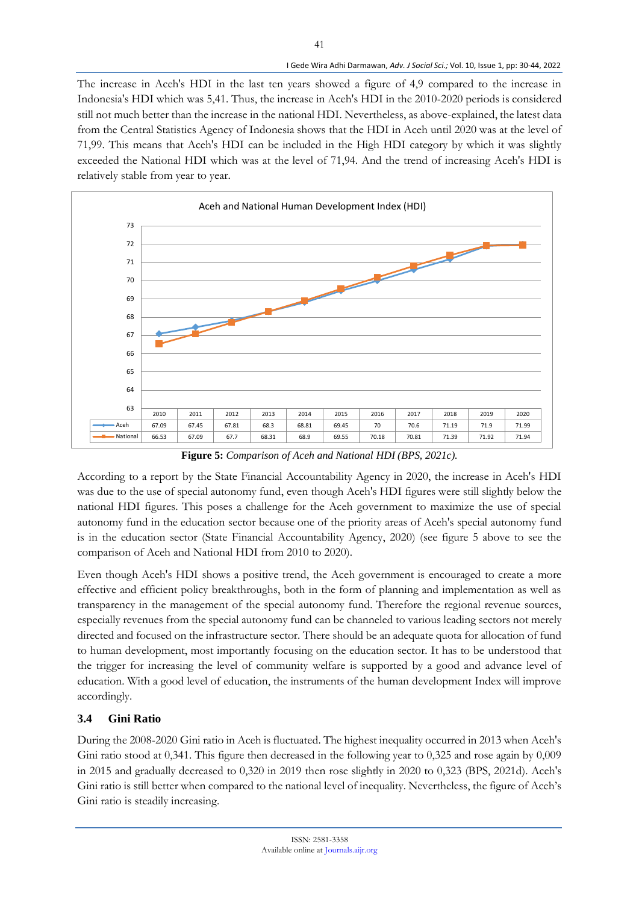The increase in Aceh's HDI in the last ten years showed a figure of 4,9 compared to the increase in Indonesia's HDI which was 5,41. Thus, the increase in Aceh's HDI in the 2010-2020 periods is considered still not much better than the increase in the national HDI. Nevertheless, as above-explained, the latest data from the Central Statistics Agency of Indonesia shows that the HDI in Aceh until 2020 was at the level of 71,99. This means that Aceh's HDI can be included in the High HDI category by which it was slightly exceeded the National HDI which was at the level of 71,94. And the trend of increasing Aceh's HDI is relatively stable from year to year.

Aceh and National Human Development Index (HDI)

| | 2010 | 2011 | 2012 | 2013 | 2014 | 2015 | 2016 | 2017 | 2018 | 2019 | 2020 |
|---|---|---|---|---|---|---|---|---|---|---|---|
| Aceh | 67.09 | 67.45 | 67.81 | 68.3 | 68.81 | 69.45 | 70 | 70.6 | 71.19 | 71.9 | 71.99 |
| National | 66.53 | 67.09 | 67.7 | 68.31 | 68.9 | 69.55 | 70.18 | 70.81 | 71.39 | 71.92 | 71.94 |

**Figure 5:** *Comparison of Aceh and National HDI (BPS, 2021c).*

According to a report by the State Financial Accountability Agency in 2020, the increase in Aceh's HDI was due to the use of special autonomy fund, even though Aceh's HDI figures were still slightly below the national HDI figures. This poses a challenge for the Aceh government to maximize the use of special autonomy fund in the education sector because one of the priority areas of Aceh's special autonomy fund is in the education sector (State Financial Accountability Agency, 2020) (see figure 5 above to see the comparison of Aceh and National HDI from 2010 to 2020).

Even though Aceh's HDI shows a positive trend, the Aceh government is encouraged to create a more effective and efficient policy breakthroughs, both in the form of planning and implementation as well as transparency in the management of the special autonomy fund. Therefore the regional revenue sources, especially revenues from the special autonomy fund can be channeled to various leading sectors not merely directed and focused on the infrastructure sector. There should be an adequate quota for allocation of fund to human development, most importantly focusing on the education sector. It has to be understood that the trigger for increasing the level of community welfare is supported by a good and advance level of education. With a good level of education, the instruments of the human development Index will improve accordingly.

### 3.4 Gini Ratio

During the 2008-2020 Gini ratio in Aceh is fluctuated. The highest inequality occurred in 2013 when Aceh's Gini ratio stood at 0,341. This figure then decreased in the following year to 0,325 and rose again by 0,009 in 2015 and gradually decreased to 0,320 in 2019 then rose slightly in 2020 to 0,323 (BPS, 2021d). Aceh's Gini ratio is still better when compared to the national level of inequality. Nevertheless, the figure of Aceh's Gini ratio is steadily increasing.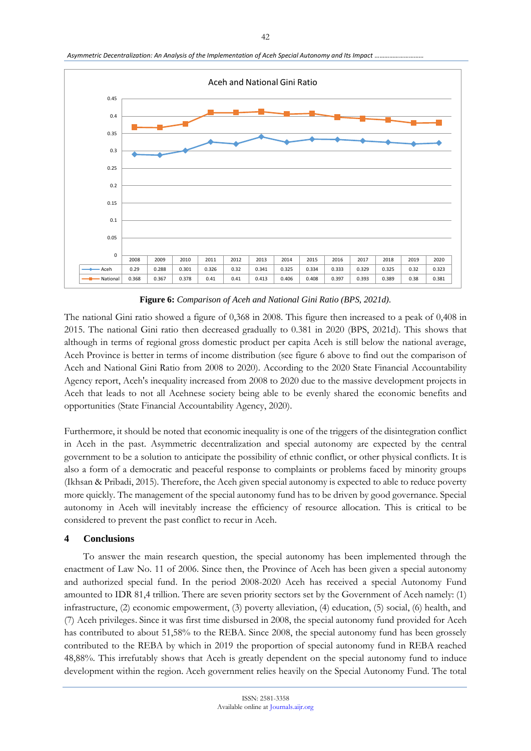| | 2008 | 2009 | 2010 | 2011 | 2012 | 2013 | 2014 | 2015 | 2016 | 2017 | 2018 | 2019 | 2020 |
|---|---|---|---|---|---|---|---|---|---|---|---|---|---|
| Aceh | 0.29 | 0.288 | 0.301 | 0.326 | 0.32 | 0.341 | 0.325 | 0.334 | 0.333 | 0.329 | 0.325 | 0.32 | 0.323 |
| National | 0.368 | 0.367 | 0.378 | 0.41 | 0.41 | 0.413 | 0.406 | 0.408 | 0.397 | 0.393 | 0.389 | 0.38 | 0.381 |

**Figure 6:** *Comparison of Aceh and National Gini Ratio (BPS, 2021d).*

The national Gini ratio showed a figure of 0,368 in 2008. This figure then increased to a peak of 0,408 in 2015. The national Gini ratio then decreased gradually to 0.381 in 2020 (BPS, 2021d). This shows that although in terms of regional gross domestic product per capita Aceh is still below the national average, Aceh Province is better in terms of income distribution (see figure 6 above to find out the comparison of Aceh and National Gini Ratio from 2008 to 2020). According to the 2020 State Financial Accountability Agency report, Aceh's inequality increased from 2008 to 2020 due to the massive development projects in Aceh that leads to not all Acehnese society being able to be evenly shared the economic benefits and opportunities (State Financial Accountability Agency, 2020).

Furthermore, it should be noted that economic inequality is one of the triggers of the disintegration conflict in Aceh in the past. Asymmetric decentralization and special autonomy are expected by the central government to be a solution to anticipate the possibility of ethnic conflict, or other physical conflicts. It is also a form of a democratic and peaceful response to complaints or problems faced by minority groups (Ikhsan & Pribadi, 2015). Therefore, the Aceh given special autonomy is expected to able to reduce poverty more quickly. The management of the special autonomy fund has to be driven by good governance. Special autonomy in Aceh will inevitably increase the efficiency of resource allocation. This is critical to be considered to prevent the past conflict to recur in Aceh.

## 4 Conclusions

To answer the main research question, the special autonomy has been implemented through the enactment of Law No. 11 of 2006. Since then, the Province of Aceh has been given a special autonomy and authorized special fund. In the period 2008-2020 Aceh has received a special Autonomy Fund amounted to IDR 81,4 trillion. There are seven priority sectors set by the Government of Aceh namely: (1) infrastructure, (2) economic empowerment, (3) poverty alleviation, (4) education, (5) social, (6) health, and (7) Aceh privileges. Since it was first time disbursed in 2008, the special autonomy fund provided for Aceh has contributed to about 51,58% to the REBA. Since 2008, the special autonomy fund has been grossly contributed to the REBA by which in 2019 the proportion of special autonomy fund in REBA reached 48,88%. This irrefutably shows that Aceh is greatly dependent on the special autonomy fund to induce development within the region. Aceh government relies heavily on the Special Autonomy Fund. The total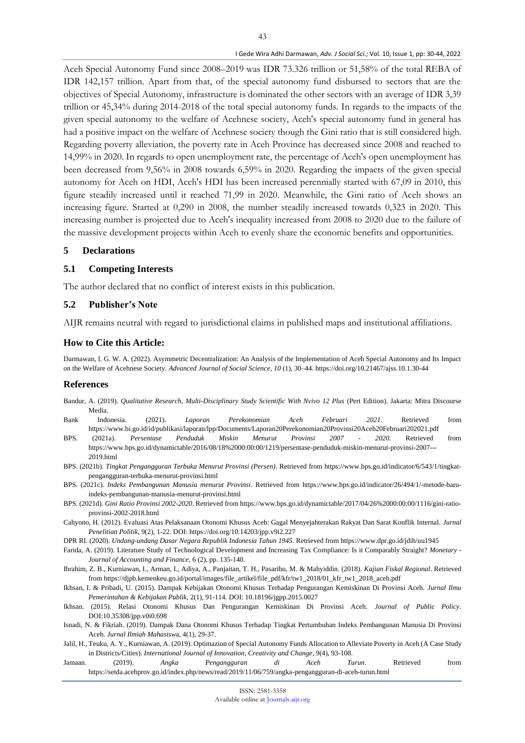Aceh Special Autonomy Fund since 2008–2019 was IDR 73.326 trillion or 51,58% of the total REBA of IDR 142,157 trillion. Apart from that, of the special autonomy fund disbursed to sectors that are the objectives of Special Autonomy, infrastructure is dominated the other sectors with an average of IDR 3,39 trillion or 45,34% during 2014-2018 of the total special autonomy funds. In regards to the impacts of the given special autonomy to the welfare of Acehnese society, Aceh's special autonomy fund in general has had a positive impact on the welfare of Acehnese society though the Gini ratio that is still considered high. Regarding poverty alleviation, the poverty rate in Aceh Province has decreased since 2008 and reached to 14,99% in 2020. In regards to open unemployment rate, the percentage of Aceh's open unemployment has been decreased from 9,56% in 2008 towards 6,59% in 2020. Regarding the impacts of the given special autonomy for Aceh on HDI, Aceh's HDI has been increased perennially started with 67,09 in 2010, this figure steadily increased until it reached 71,99 in 2020. Meanwhile, the Gini ratio of Aceh shows an increasing figure. Started at 0,290 in 2008, the number steadily increased towards 0,323 in 2020. This increasing number is projected due to Aceh's inequality increased from 2008 to 2020 due to the failure of the massive development projects within Aceh to evenly share the economic benefits and opportunities.

## 5 Declarations

### 5.1 Competing Interests

The author declared that no conflict of interest exists in this publication.

### 5.2 Publisher's Note

AIJR remains neutral with regard to jurisdictional claims in published maps and institutional affiliations.

## How to Cite this Article:

Darmawan, I. G. W. A. (2022). Asymmetric Decentralization: An Analysis of the Implementation of Aceh Special Autonomy and Its Impact on the Welfare of Acehnese Society. *Advanced Journal of Social Science, 10* (1), 30–44. https://doi.org/10.21467/ajss.10.1.30-44

## References

Bandur, A. (2019). *Qualitative Research, Multi-Disciplinary Study Scientific With Nvivo 12 Plus* (Pert Edition). Jakarta: Mitra Discourse Media.

Bank Indonesia. (2021). *Laporan Perekonomian Aceh Februari 2021*. Retrieved from https://www.bi.go.id/id/publikasi/laporan/lpp/Documents/Laporan20Perekonomian20Provinsi20Aceh20Februari202021.pdf

BPS. (2021a). *Persentase Penduduk Miskin Menurut Provinsi 2007 - 2020*. Retrieved from https://www.bps.go.id/dynamictable/2016/08/18%2000:00:00/1219/persentase-penduduk-miskin-menurut-provinsi-2007---2019.html

BPS. (2021b). *Tingkat Pengangguran Terbuka Menurut Provinsi (Persen)*. Retrieved from https://www.bps.go.id/indicator/6/543/1/tingkat-pengangguran-terbuka-menurut-provinsi.html

BPS. (2021c). *Indeks Pembangunan Manusia menurut Provinsi*. Retrieved from https://www.bps.go.id/indicator/26/494/1/-metode-baru-indeks-pembangunan-manusia-menurut-provinsi.html

BPS. (2021d). *Gini Ratio Provinsi 2002-2020*. Retrieved from https://www.bps.go.id/dynamictable/2017/04/26%2000:00:00/1116/gini-ratio-provinsi-2002-2018.html

Cahyono, H. (2012). Evaluasi Atas Pelaksanaan Otonomi Khusus Aceh: Gagal Menyejahterakan Rakyat Dan Sarat Konflik Internal. *Jurnal Penelitian Politik*, 9(2), 1-22. DOI: https://doi.org/10.14203/jpp.v9i2.227

DPR RI. (2020). *Undang-undang Dasar Negara Republik Indonesia Tahun 1945*. Retrieved from https://www.dpr.go.id/jdih/uu1945

Farida, A. (2019). Literature Study of Technological Development and Increasing Tax Compliance: Is it Comparably Straight? *Monetary - Journal of Accounting and Finance*, 6 (2), pp. 135-140.

Ibrahim, Z. B., Kurniawan, I., Arman, I., Adiya, A., Panjaitan, T. H., Pasaribu, M. & Mahyiddin. (2018). *Kajian Fiskal Regional*. Retrieved from https://djpb.kemenkeu.go.id/portal/images/file_artikel/file_pdf/kfr/tw1_2018/01_kfr_tw1_2018_aceh.pdf

Ikhsan, I. & Pribadi, U. (2015). Dampak Kebijakan Otonomi Khusus Terhadap Pengurangan Kemiskinan Di Provinsi Aceh. *Jurnal Ilmu Pemerintahan & Kebijakan Publik*, 2(1), 91-114. DOI: 10.18196/jgpp.2015.0027

Ikhsan. (2015). Relasi Otonomi Khusus Dan Pengurangan Kemiskinan Di Provinsi Aceh. *Journal of Public Policy*. DOI:10.35308/jpp.v0i0.698

Isnadi, N. & Fikriah. (2019). Dampak Dana Otonomi Khusus Terhadap Tingkat Pertumbuhan Indeks Pembangunan Manusia Di Provinsi Aceh. *Jurnal Ilmiah Mahasiswa*, 4(1), 29-37.

Jalil, H., Teuku, A. Y., Kurniawan, A. (2019). Optimazion of Special Autonomy Funds Allocation to Alleviate Poverty in Aceh (A Case Study in Districts/Cities). *International Journal of Innovation, Creativity and Change*, 9(4), 93-108.

Jamaan. (2019). *Angka Pengangguran di Aceh Turun*. Retrieved from https://setda.acehprov.go.id/index.php/news/read/2019/11/06/759/angka-pengangguran-di-aceh-turun.html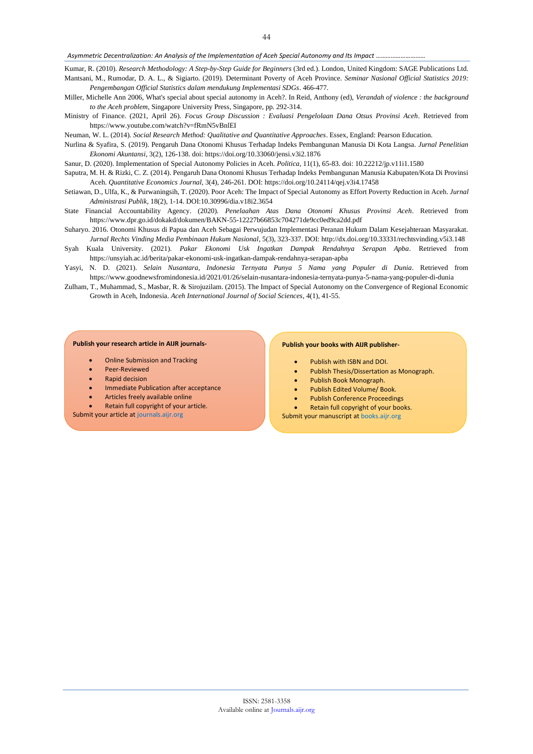Kumar, R. (2010). *Research Methodology: A Step-by-Step Guide for Beginners* (3rd ed.). London, United Kingdom: SAGE Publications Ltd.

Mantsani, M., Rumodar, D. A. L., & Sigiarto. (2019). Determinant Poverty of Aceh Province. *Seminar Nasional Official Statistics 2019: Pengembangan Official Statistics dalam mendukung Implementasi SDGs*. 466-477.

Miller, Michelle Ann 2006, What's special about special autonomy in Aceh?. In Reid, Anthony (ed), *Verandah of violence : the background to the Aceh problem*, Singapore University Press, Singapore, pp. 292-314.

Ministry of Finance. (2021, April 26). *Focus Group Discussion : Evaluasi Pengelolaan Dana Otsus Provinsi Aceh*. Retrieved from https://www.youtube.com/watch?v=fRmN5vBnlEI

Neuman, W. L. (2014). *Social Research Method: Qualitative and Quantitative Approaches*. Essex, England: Pearson Education.

Nurlina & Syafira, S. (2019). Pengaruh Dana Otonomi Khusus Terhadap Indeks Pembangunan Manusia Di Kota Langsa. *Jurnal Penelitian Ekonomi Akuntansi*, 3(2), 126-138. doi: https://doi.org/10.33060/jensi.v3i2.1876

Sanur, D. (2020). Implementation of Special Autonomy Policies in Aceh. *Politica*, 11(1), 65-83. doi: 10.22212/jp.v11i1.1580

Saputra, M. H. & Rizki, C. Z. (2014). Pengaruh Dana Otonomi Khusus Terhadap Indeks Pembangunan Manusia Kabupaten/Kota Di Provinsi Aceh. *Quantitative Economics Journal*, 3(4), 246-261. DOI: https://doi.org/10.24114/qej.v3i4.17458

Setiawan, D., Ulfa, K., & Purwaningsih, T. (2020). Poor Aceh: The Impact of Special Autonomy as Effort Poverty Reduction in Aceh. *Jurnal Administrasi Publik*, 18(2), 1-14. DOI:10.30996/dia.v18i2.3654

State Financial Accountability Agency. (2020). *Penelaahan Atas Dana Otonomi Khusus Provinsi Aceh*. Retrieved from https://www.dpr.go.id/dokakd/dokumen/BAKN-55-12227b66853c704271de9cc0ed9ca2dd.pdf

Suharyo. 2016. Otonomi Khusus di Papua dan Aceh Sebagai Perwujudan Implementasi Peranan Hukum Dalam Kesejahteraan Masyarakat. *Jurnal Rechts Vinding Media Pembinaan Hukum Nasional*, 5(3), 323-337. DOI: http://dx.doi.org/10.33331/rechtsvinding.v5i3.148

Syah Kuala University. (2021). *Pakar Ekonomi Usk Ingatkan Dampak Rendahnya Serapan Apba*. Retrieved from https://unsyiah.ac.id/berita/pakar-ekonomi-usk-ingatkan-dampak-rendahnya-serapan-apba

Yasyi, N. D. (2021). *Selain Nusantara, Indonesia Ternyata Punya 5 Nama yang Populer di Dunia*. Retrieved from https://www.goodnewsfromindonesia.id/2021/01/26/selain-nusantara-indonesia-ternyata-punya-5-nama-yang-populer-di-dunia

Zulham, T., Muhammad, S., Masbar, R. & Sirojuzilam. (2015). The Impact of Special Autonomy on the Convergence of Regional Economic Growth in Aceh, Indonesia. *Aceh International Journal of Social Sciences*, 4(1), 41-55.

**Publish your research article in AIJR journals-**

- Online Submission and Tracking
- Peer-Reviewed
- Rapid decision
- Immediate Publication after acceptance
- Articles freely available online
- Retain full copyright of your article.

Submit your article at journals.aijr.org

**Publish your books with AIJR publisher-**

- Publish with ISBN and DOI.
- Publish Thesis/Dissertation as Monograph.
- Publish Book Monograph.
- Publish Edited Volume/ Book.
- Publish Conference Proceedings
- Retain full copyright of your books.

Submit your manuscript at books.aijr.org